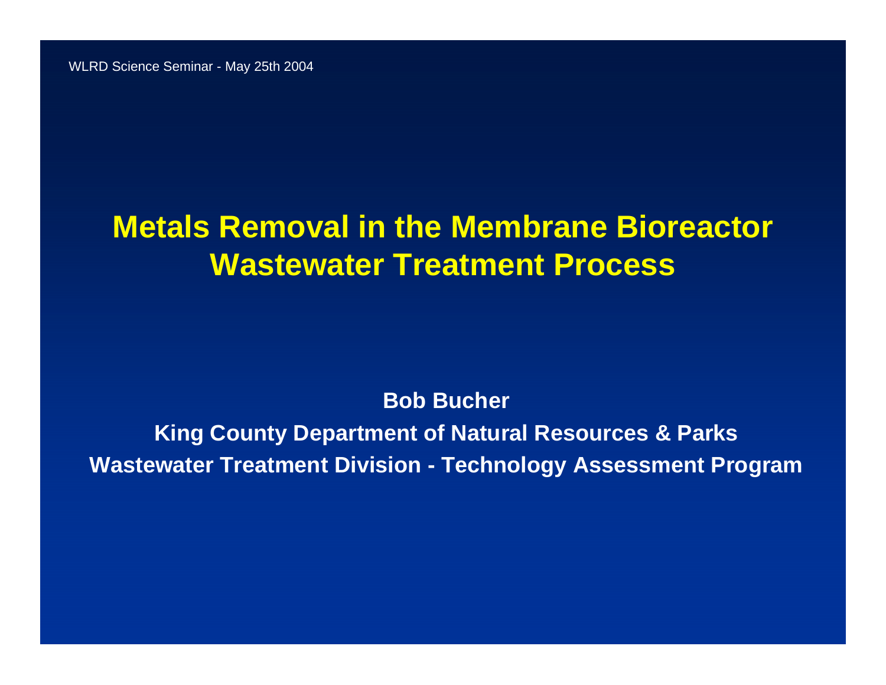WLRD Science Seminar - May 25th 2004

# Metals Removal in the Membrane Bioreactor Wastewater Treatment Process

**Bob Bucher**

**King County Department of Natural Resources & Parks**

**Wastewater Treatment Division - Technology Assessment Program**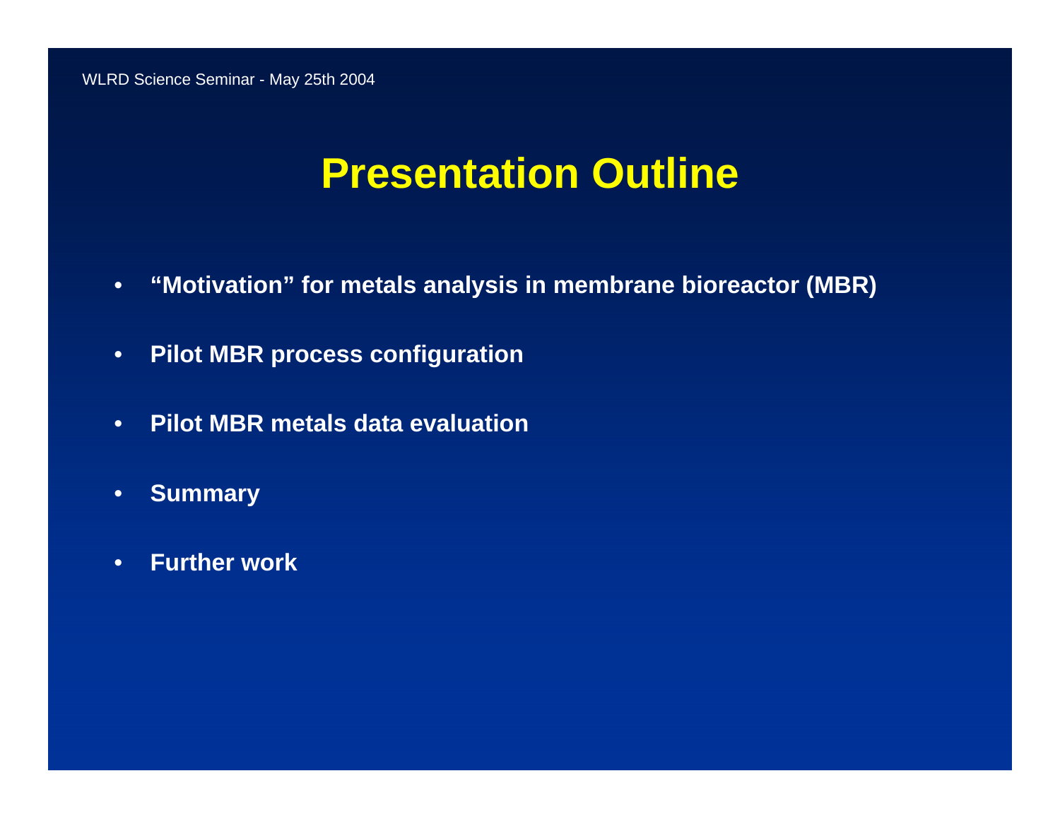# Presentation Outline

- **“Motivation” for metals analysis in membrane bioreactor (MBR)**
- **Pilot MBR process configuration**
- **Pilot MBR metals data evaluation**
- **Summary**
- **Further work**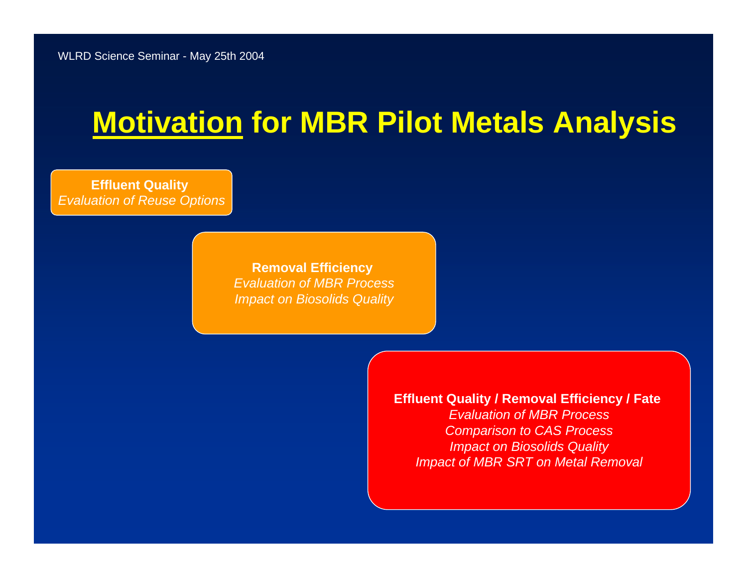# Motivation for MBR Pilot Metals Analysis

**Effluent Quality**
*Evaluation of Reuse Options*

**Removal Efficiency**
*Evaluation of MBR Process*
*Impact on Biosolids Quality*

**Effluent Quality / Removal Efficiency / Fate**
*Evaluation of MBR Process*
*Comparison to CAS Process*
*Impact on Biosolids Quality*
*Impact of MBR SRT on Metal Removal*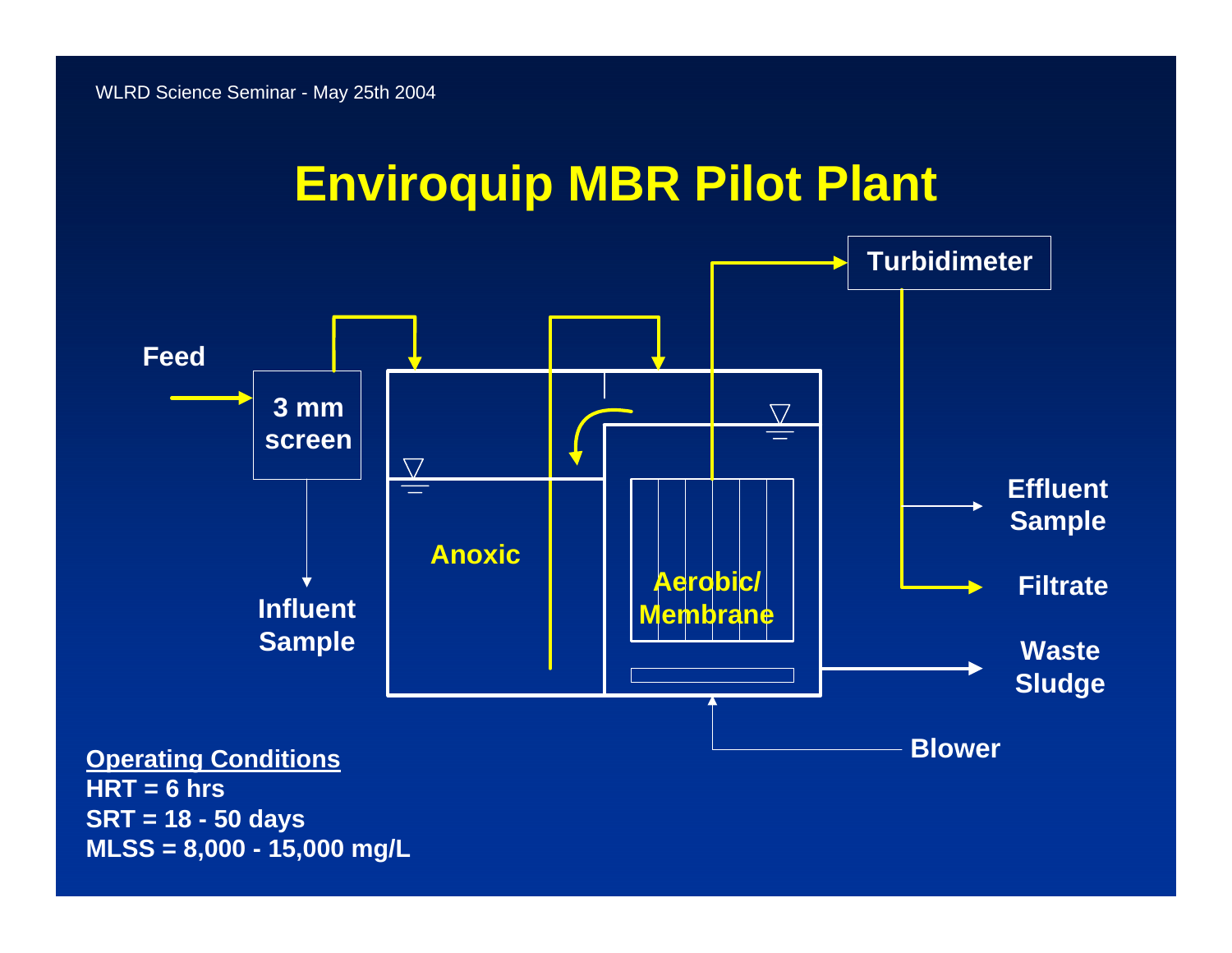# Enviroquip MBR Pilot Plant

Feed

3 mm screen

Influent Sample

Anoxic

Aerobic/ Membrane

Turbidimeter

Effluent Sample

Filtrate

Waste Sludge

Blower

**Operating Conditions**

**HRT = 6 hrs**

**SRT = 18 - 50 days**

**MLSS = 8,000 - 15,000 mg/L**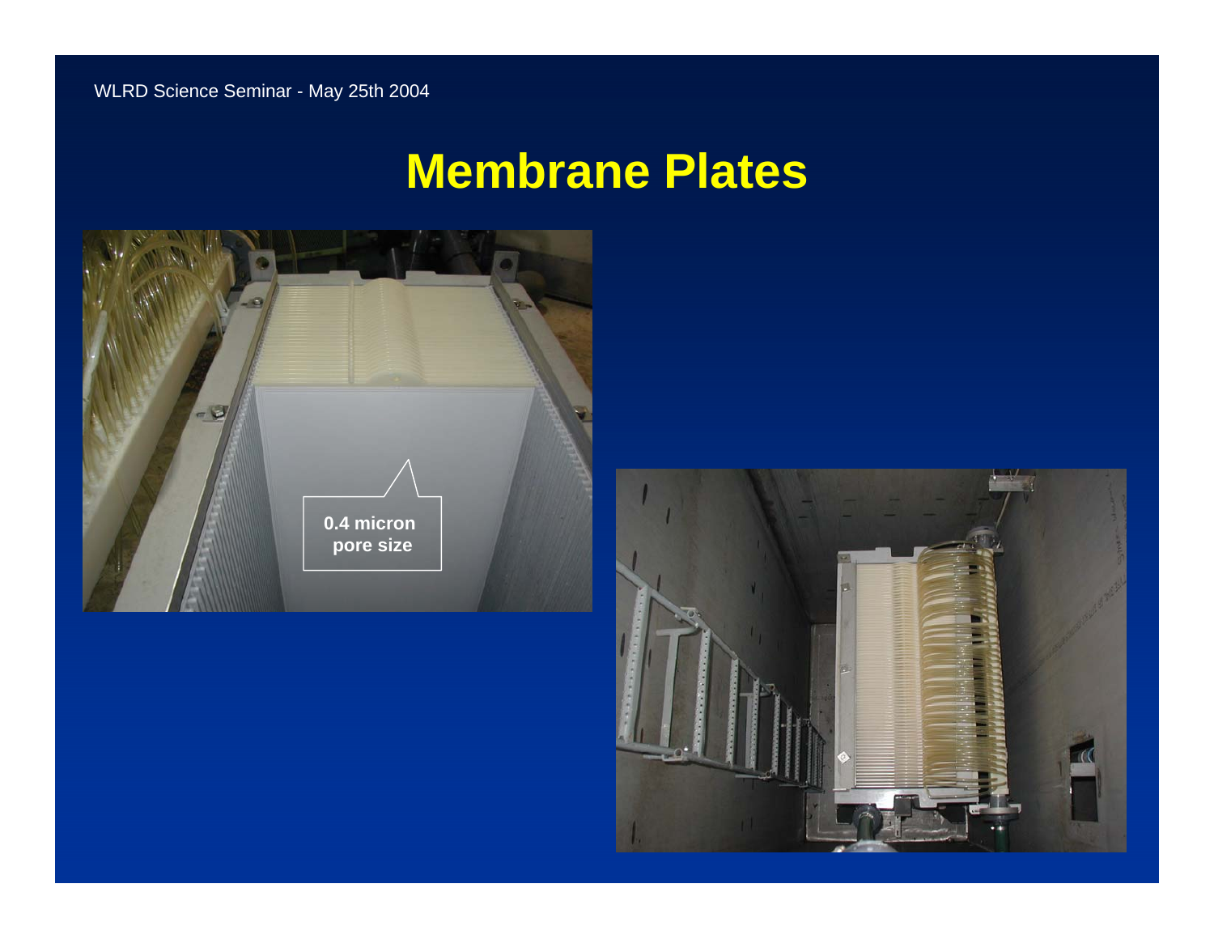# Membrane Plates

0.4 micron pore size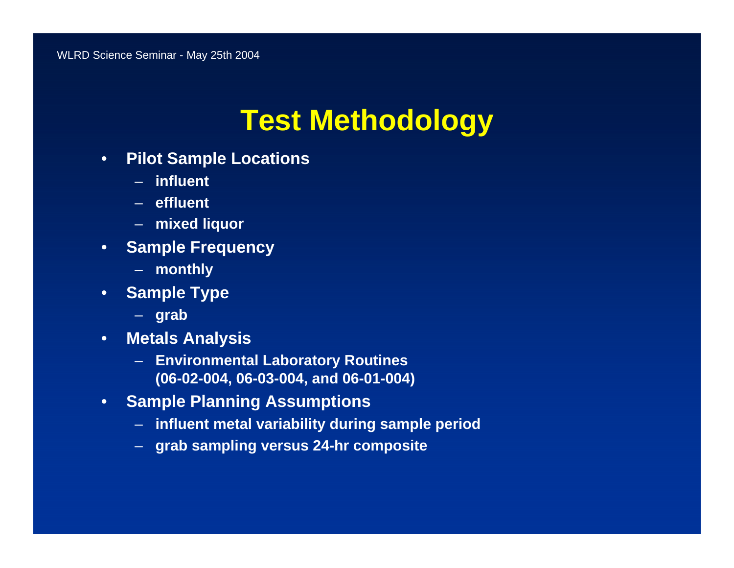# Test Methodology

- **Pilot Sample Locations**
  - **influent**
  - **effluent**
  - **mixed liquor**
- **Sample Frequency**
  - **monthly**
- **Sample Type**
  - **grab**
- **Metals Analysis**
  - **Environmental Laboratory Routines (06-02-004, 06-03-004, and 06-01-004)**
- **Sample Planning Assumptions**
  - **influent metal variability during sample period**
  - **grab sampling versus 24-hr composite**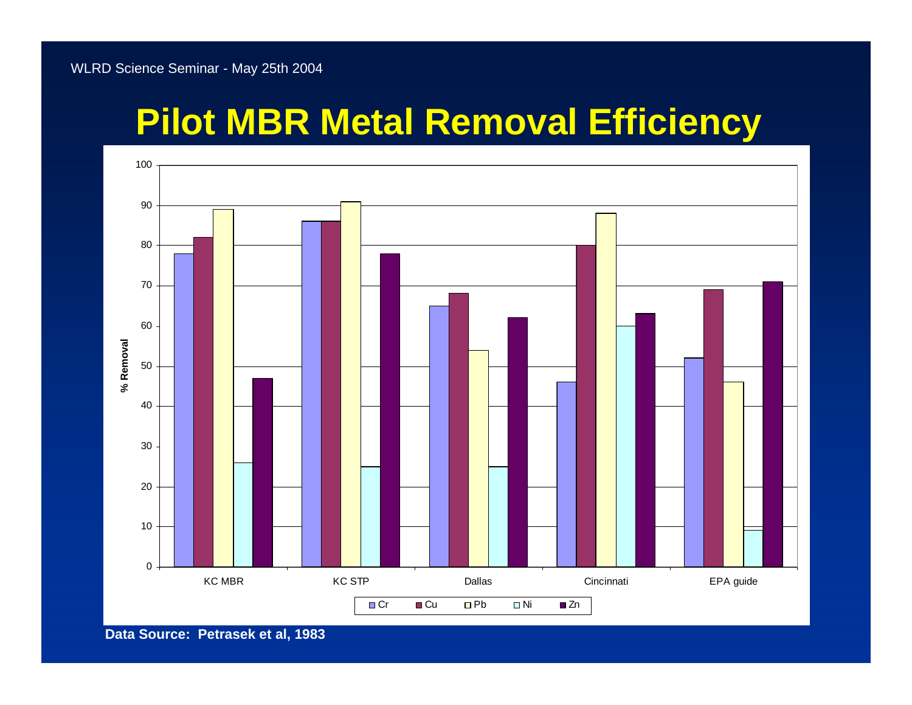# Pilot MBR Metal Removal Efficiency

| | Cr | Cu | Pb | Ni | Zn |
|---|---|---|---|---|---|
| KC MBR | 78 | 82 | 89 | 26 | 47 |
| KC STP | 86 | 86 | 91 | 25 | 78 |
| Dallas | 65 | 68 | 54 | 25 | 62 |
| Cincinnati | 46 | 80 | 88 | 60 | 63 |
| EPA guide | 52 | 69 | 46 | 9 | 71 |

% Removal

**Data Source: Petrasek et al, 1983**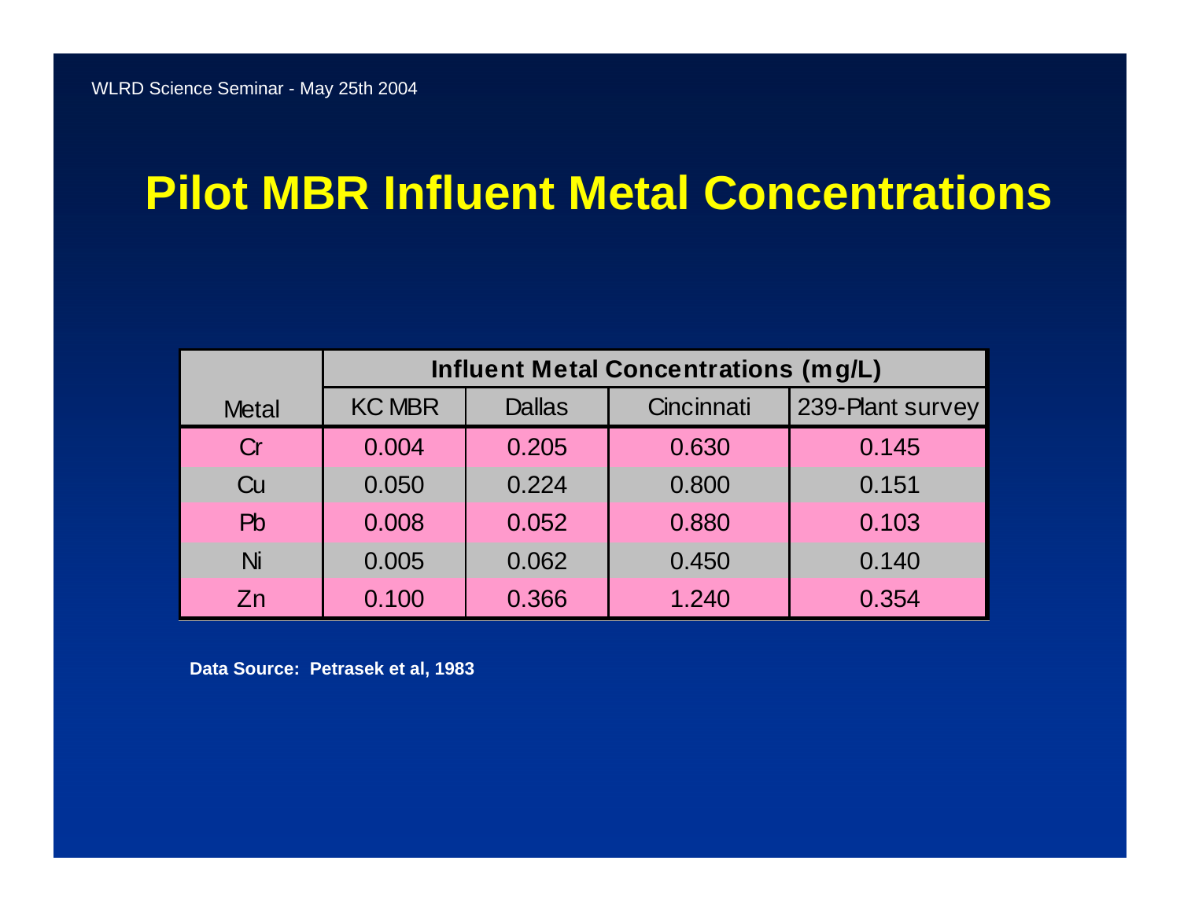# Pilot MBR Influent Metal Concentrations

| Metal | Influent Metal Concentrations (mg/L) | | | |
|---|---|---|---|---|
| | KC MBR | Dallas | Cincinnati | 239-Plant survey |
| Cr | 0.004 | 0.205 | 0.630 | 0.145 |
| Cu | 0.050 | 0.224 | 0.800 | 0.151 |
| Pb | 0.008 | 0.052 | 0.880 | 0.103 |
| Ni | 0.005 | 0.062 | 0.450 | 0.140 |
| Zn | 0.100 | 0.366 | 1.240 | 0.354 |

**Data Source: Petrasek et al, 1983**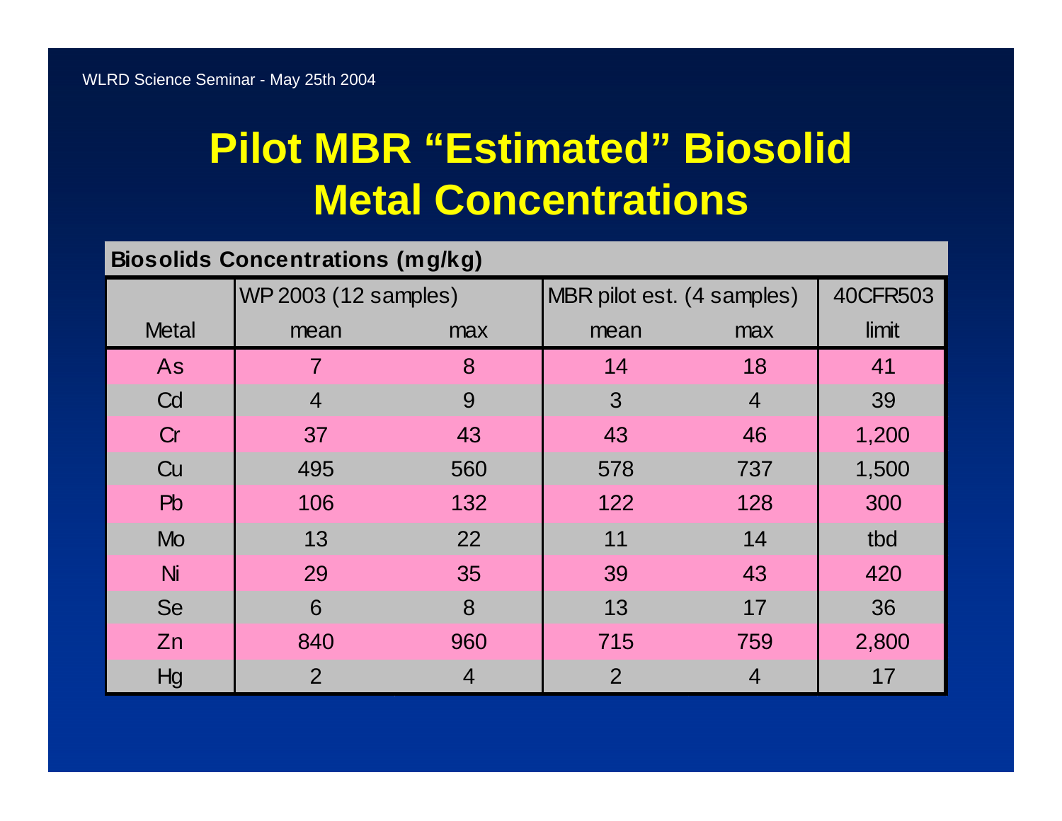# Pilot MBR "Estimated" Biosolid Metal Concentrations

**Biosolids Concentrations (mg/kg)**

| Metal | WP 2003 (12 samples) mean | WP 2003 (12 samples) max | MBR pilot est. (4 samples) mean | MBR pilot est. (4 samples) max | 40CFR503 limit |
|---|---|---|---|---|---|
| As | 7 | 8 | 14 | 18 | 41 |
| Cd | 4 | 9 | 3 | 4 | 39 |
| Cr | 37 | 43 | 43 | 46 | 1,200 |
| Cu | 495 | 560 | 578 | 737 | 1,500 |
| Pb | 106 | 132 | 122 | 128 | 300 |
| Mo | 13 | 22 | 11 | 14 | tbd |
| Ni | 29 | 35 | 39 | 43 | 420 |
| Se | 6 | 8 | 13 | 17 | 36 |
| Zn | 840 | 960 | 715 | 759 | 2,800 |
| Hg | 2 | 4 | 2 | 4 | 17 |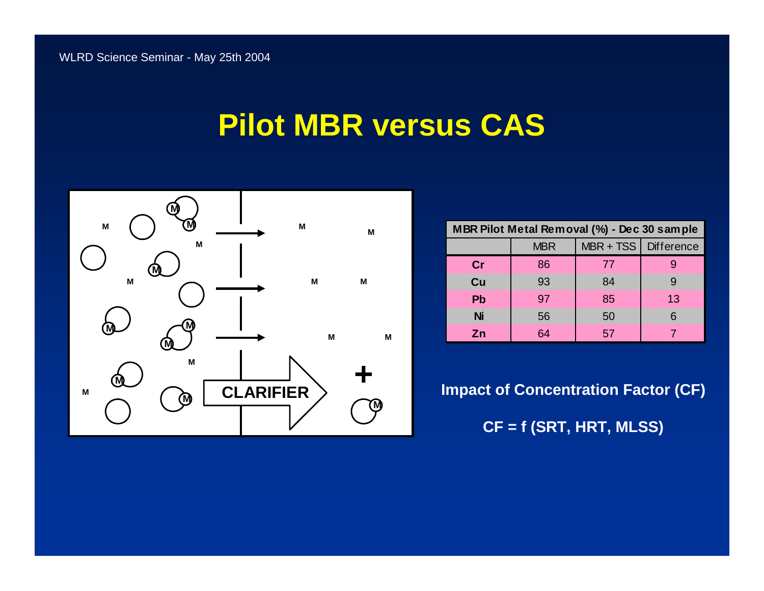# Pilot MBR versus CAS

| MBR Pilot Metal Removal (%) - Dec 30 sample | | | |
|---|---|---|---|
| | MBR | MBR + TSS | Difference |
| **Cr** | 86 | 77 | 9 |
| **Cu** | 93 | 84 | 9 |
| **Pb** | 97 | 85 | 13 |
| **Ni** | 56 | 50 | 6 |
| **Zn** | 64 | 57 | 7 |

**Impact of Concentration Factor (CF)**

**CF = f (SRT, HRT, MLSS)**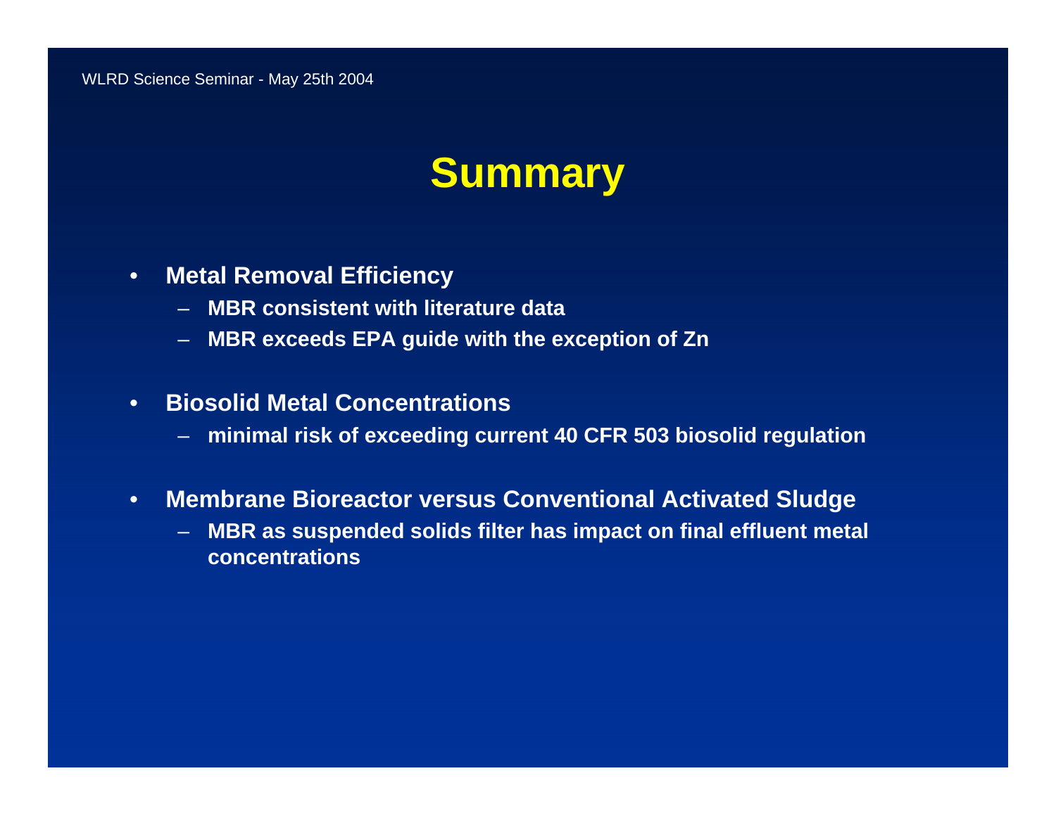# Summary

- **Metal Removal Efficiency**
  - **MBR consistent with literature data**
  - **MBR exceeds EPA guide with the exception of Zn**

- **Biosolid Metal Concentrations**
  - **minimal risk of exceeding current 40 CFR 503 biosolid regulation**

- **Membrane Bioreactor versus Conventional Activated Sludge**
  - **MBR as suspended solids filter has impact on final effluent metal concentrations**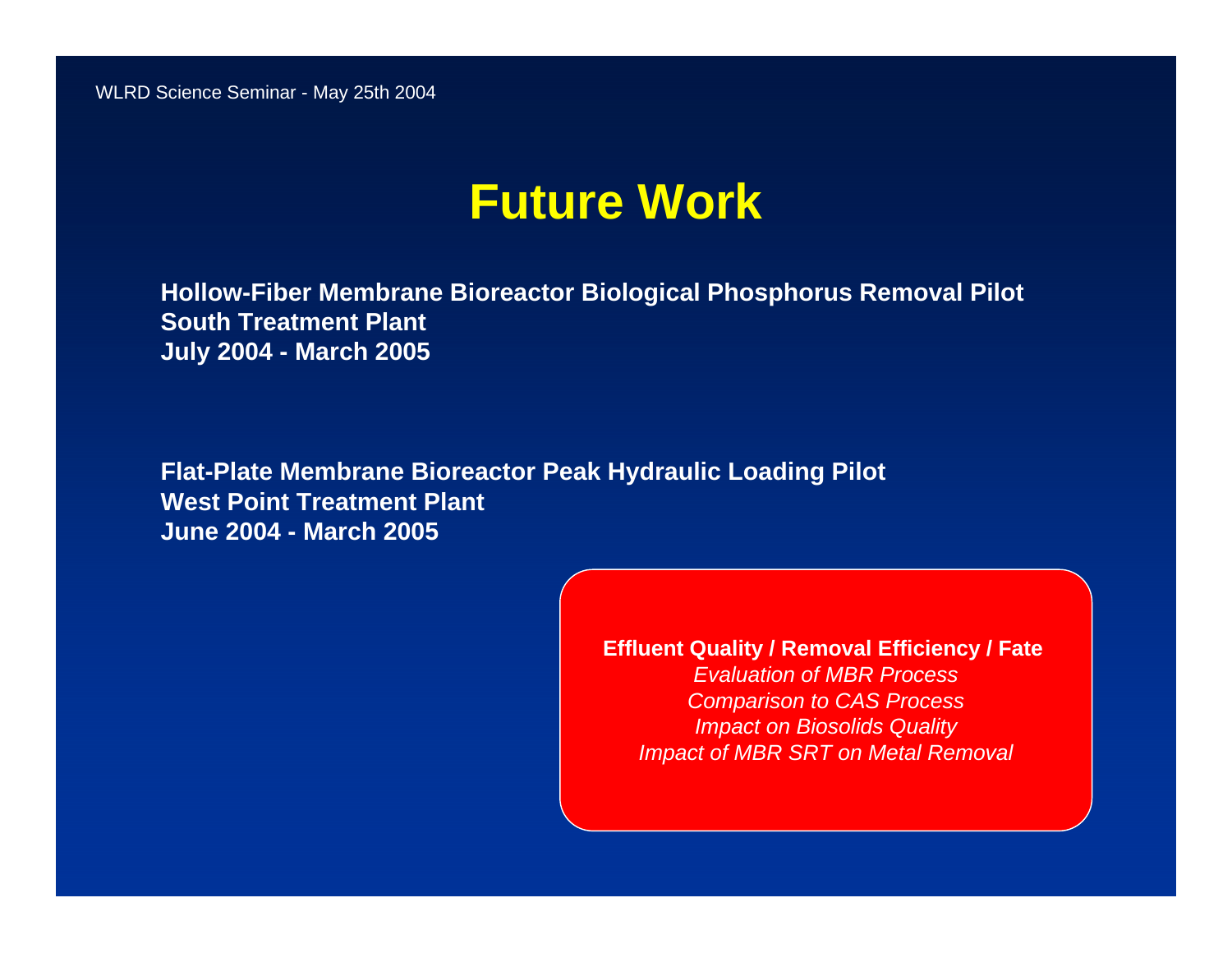# Future Work

**Hollow-Fiber Membrane Bioreactor Biological Phosphorus Removal Pilot**
**South Treatment Plant**
**July 2004 - March 2005**

**Flat-Plate Membrane Bioreactor Peak Hydraulic Loading Pilot**
**West Point Treatment Plant**
**June 2004 - March 2005**

**Effluent Quality / Removal Efficiency / Fate**
*Evaluation of MBR Process*
*Comparison to CAS Process*
*Impact on Biosolids Quality*
*Impact of MBR SRT on Metal Removal*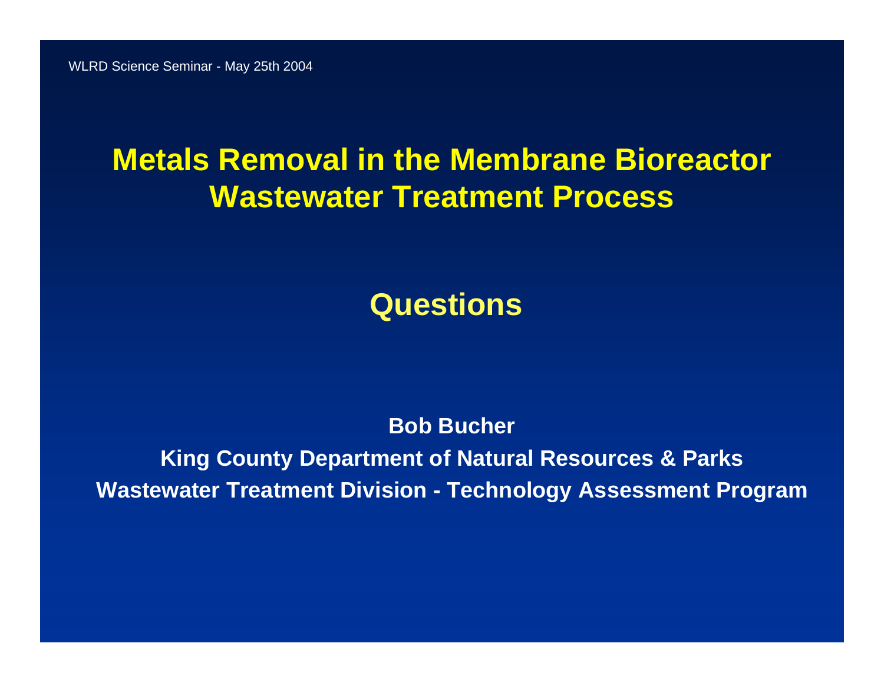# Metals Removal in the Membrane Bioreactor Wastewater Treatment Process

## Questions

**Bob Bucher**

**King County Department of Natural Resources & Parks**

**Wastewater Treatment Division - Technology Assessment Program**